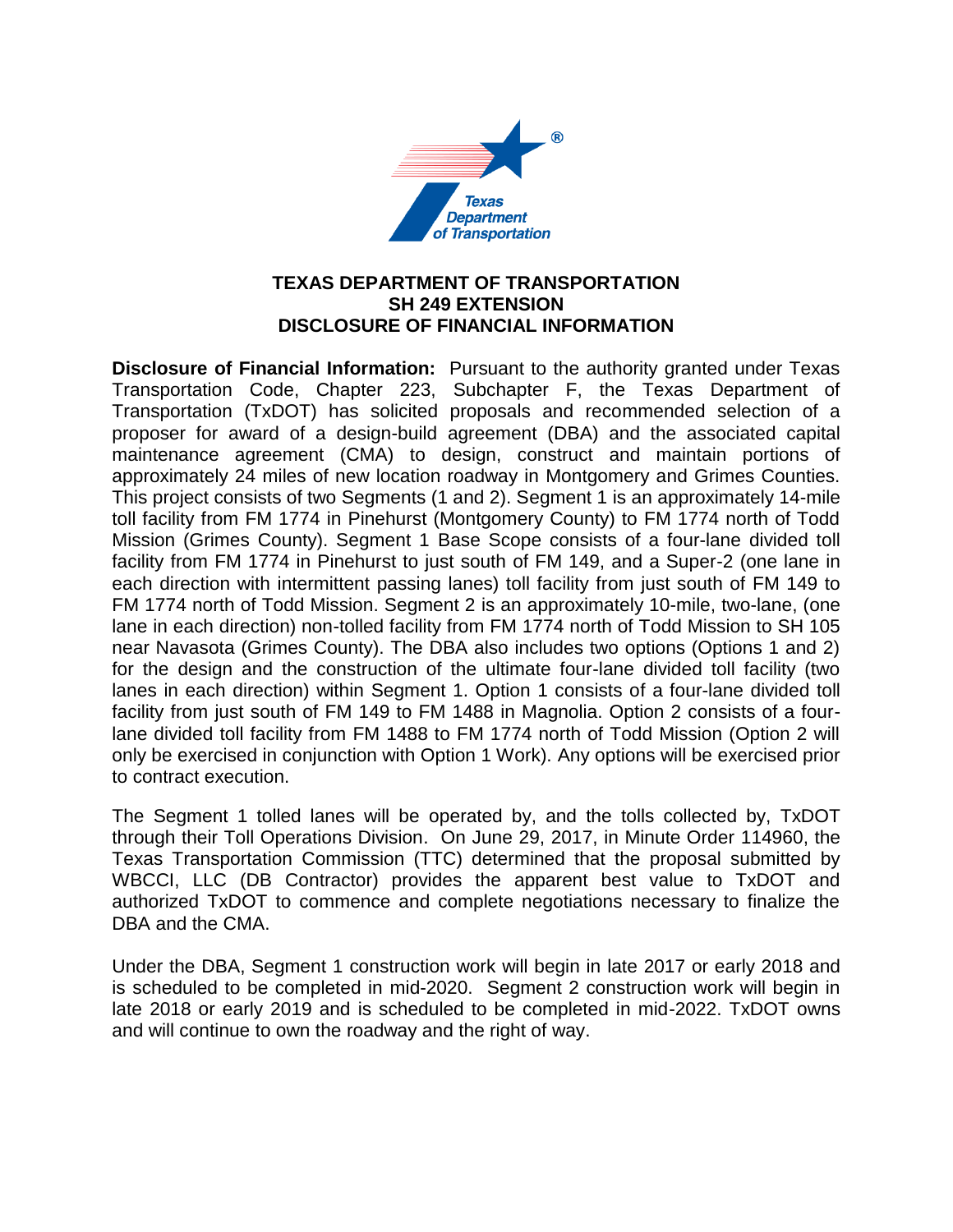# TEXAS DEPARTMENT OF TRANSPORTATION
## SH 249 EXTENSION
## DISCLOSURE OF FINANCIAL INFORMATION

**Disclosure of Financial Information:** Pursuant to the authority granted under Texas Transportation Code, Chapter 223, Subchapter F, the Texas Department of Transportation (TxDOT) has solicited proposals and recommended selection of a proposer for award of a design-build agreement (DBA) and the associated capital maintenance agreement (CMA) to design, construct and maintain portions of approximately 24 miles of new location roadway in Montgomery and Grimes Counties. This project consists of two Segments (1 and 2). Segment 1 is an approximately 14-mile toll facility from FM 1774 in Pinehurst (Montgomery County) to FM 1774 north of Todd Mission (Grimes County). Segment 1 Base Scope consists of a four-lane divided toll facility from FM 1774 in Pinehurst to just south of FM 149, and a Super-2 (one lane in each direction with intermittent passing lanes) toll facility from just south of FM 149 to FM 1774 north of Todd Mission. Segment 2 is an approximately 10-mile, two-lane, (one lane in each direction) non-tolled facility from FM 1774 north of Todd Mission to SH 105 near Navasota (Grimes County). The DBA also includes two options (Options 1 and 2) for the design and the construction of the ultimate four-lane divided toll facility (two lanes in each direction) within Segment 1. Option 1 consists of a four-lane divided toll facility from just south of FM 149 to FM 1488 in Magnolia. Option 2 consists of a four-lane divided toll facility from FM 1488 to FM 1774 north of Todd Mission (Option 2 will only be exercised in conjunction with Option 1 Work). Any options will be exercised prior to contract execution.

The Segment 1 tolled lanes will be operated by, and the tolls collected by, TxDOT through their Toll Operations Division. On June 29, 2017, in Minute Order 114960, the Texas Transportation Commission (TTC) determined that the proposal submitted by WBCCI, LLC (DB Contractor) provides the apparent best value to TxDOT and authorized TxDOT to commence and complete negotiations necessary to finalize the DBA and the CMA.

Under the DBA, Segment 1 construction work will begin in late 2017 or early 2018 and is scheduled to be completed in mid-2020. Segment 2 construction work will begin in late 2018 or early 2019 and is scheduled to be completed in mid-2022. TxDOT owns and will continue to own the roadway and the right of way.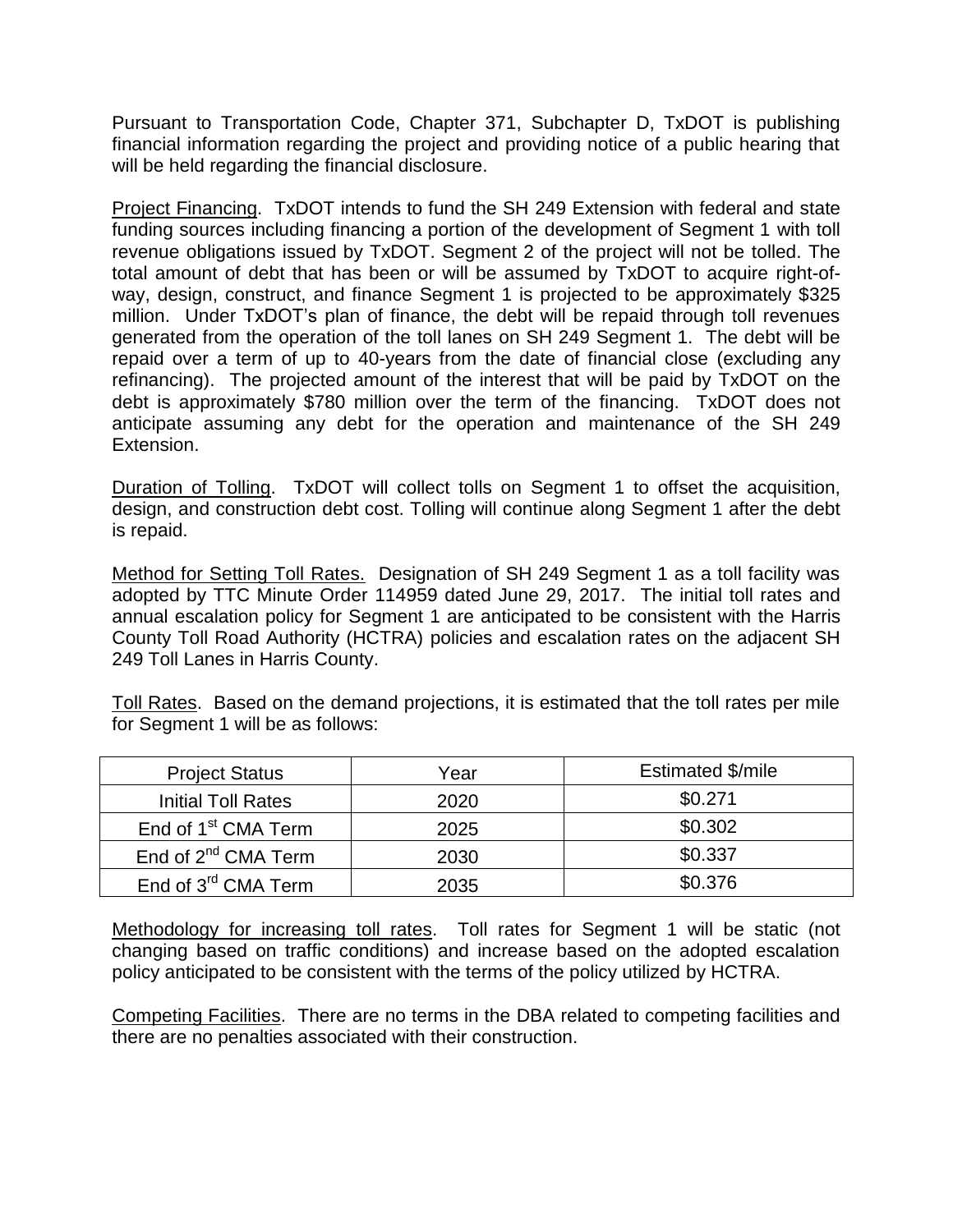Pursuant to Transportation Code, Chapter 371, Subchapter D, TxDOT is publishing financial information regarding the project and providing notice of a public hearing that will be held regarding the financial disclosure.

Project Financing. TxDOT intends to fund the SH 249 Extension with federal and state funding sources including financing a portion of the development of Segment 1 with toll revenue obligations issued by TxDOT. Segment 2 of the project will not be tolled. The total amount of debt that has been or will be assumed by TxDOT to acquire right-of-way, design, construct, and finance Segment 1 is projected to be approximately $325 million. Under TxDOT's plan of finance, the debt will be repaid through toll revenues generated from the operation of the toll lanes on SH 249 Segment 1. The debt will be repaid over a term of up to 40-years from the date of financial close (excluding any refinancing). The projected amount of the interest that will be paid by TxDOT on the debt is approximately $780 million over the term of the financing. TxDOT does not anticipate assuming any debt for the operation and maintenance of the SH 249 Extension.

Duration of Tolling. TxDOT will collect tolls on Segment 1 to offset the acquisition, design, and construction debt cost. Tolling will continue along Segment 1 after the debt is repaid.

Method for Setting Toll Rates. Designation of SH 249 Segment 1 as a toll facility was adopted by TTC Minute Order 114959 dated June 29, 2017. The initial toll rates and annual escalation policy for Segment 1 are anticipated to be consistent with the Harris County Toll Road Authority (HCTRA) policies and escalation rates on the adjacent SH 249 Toll Lanes in Harris County.

Toll Rates. Based on the demand projections, it is estimated that the toll rates per mile for Segment 1 will be as follows:

| Project Status | Year | Estimated $/mile |
|---|---|---|
| Initial Toll Rates | 2020 | $0.271 |
| End of 1st CMA Term | 2025 | $0.302 |
| End of 2nd CMA Term | 2030 | $0.337 |
| End of 3rd CMA Term | 2035 | $0.376 |

Methodology for increasing toll rates. Toll rates for Segment 1 will be static (not changing based on traffic conditions) and increase based on the adopted escalation policy anticipated to be consistent with the terms of the policy utilized by HCTRA.

Competing Facilities. There are no terms in the DBA related to competing facilities and there are no penalties associated with their construction.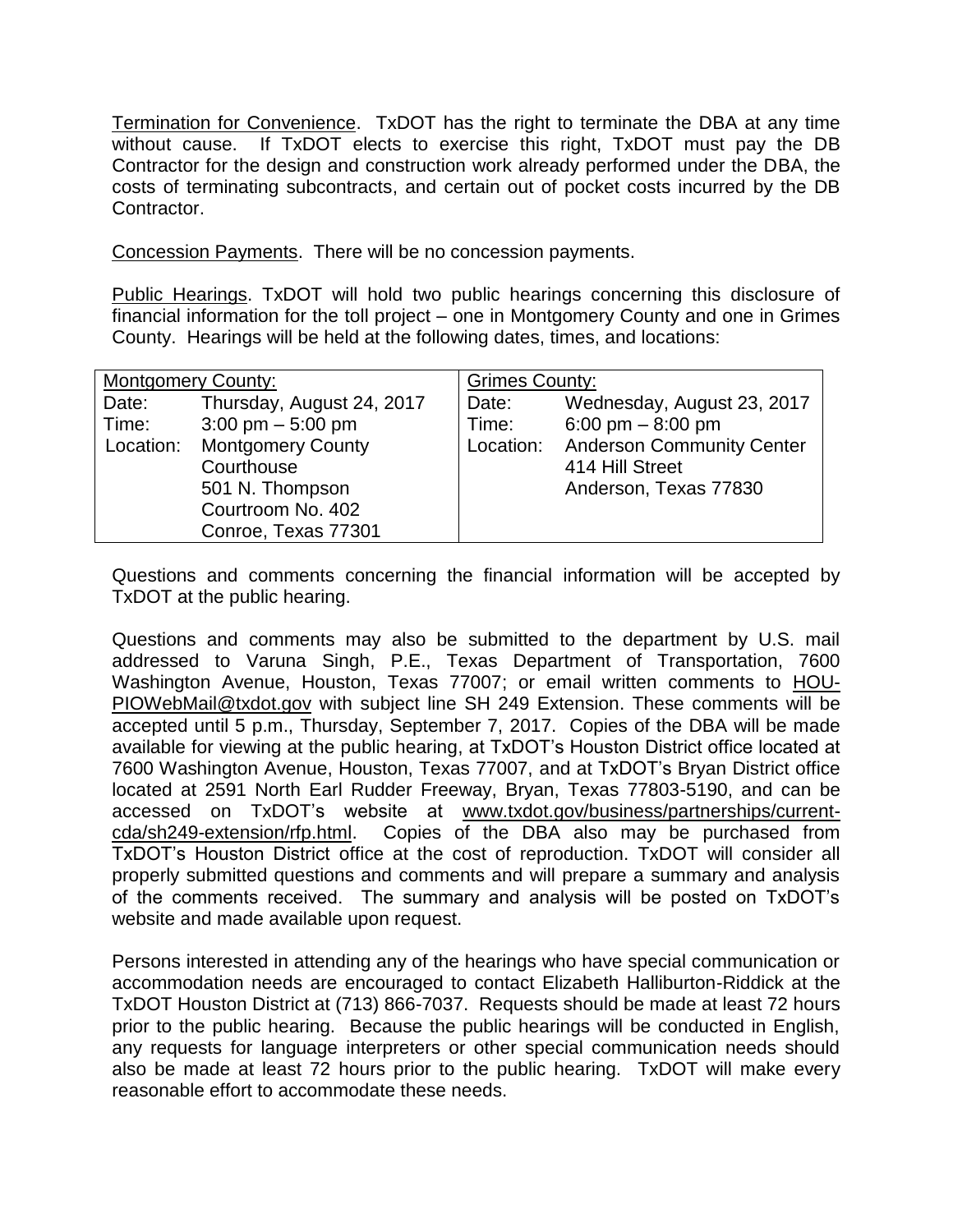Termination for Convenience. TxDOT has the right to terminate the DBA at any time without cause. If TxDOT elects to exercise this right, TxDOT must pay the DB Contractor for the design and construction work already performed under the DBA, the costs of terminating subcontracts, and certain out of pocket costs incurred by the DB Contractor.

Concession Payments. There will be no concession payments.

Public Hearings. TxDOT will hold two public hearings concerning this disclosure of financial information for the toll project – one in Montgomery County and one in Grimes County. Hearings will be held at the following dates, times, and locations:

| Montgomery County: | | Grimes County: | |
|---|---|---|---|
| Date: | Thursday, August 24, 2017 | Date: | Wednesday, August 23, 2017 |
| Time: | 3:00 pm – 5:00 pm | Time: | 6:00 pm – 8:00 pm |
| Location: | Montgomery County Courthouse<br>501 N. Thompson<br>Courtroom No. 402<br>Conroe, Texas 77301 | Location: | Anderson Community Center<br>414 Hill Street<br>Anderson, Texas 77830 |

Questions and comments concerning the financial information will be accepted by TxDOT at the public hearing.

Questions and comments may also be submitted to the department by U.S. mail addressed to Varuna Singh, P.E., Texas Department of Transportation, 7600 Washington Avenue, Houston, Texas 77007; or email written comments to HOU-PIOWebMail@txdot.gov with subject line SH 249 Extension. These comments will be accepted until 5 p.m., Thursday, September 7, 2017. Copies of the DBA will be made available for viewing at the public hearing, at TxDOT's Houston District office located at 7600 Washington Avenue, Houston, Texas 77007, and at TxDOT's Bryan District office located at 2591 North Earl Rudder Freeway, Bryan, Texas 77803-5190, and can be accessed on TxDOT's website at www.txdot.gov/business/partnerships/current-cda/sh249-extension/rfp.html. Copies of the DBA also may be purchased from TxDOT's Houston District office at the cost of reproduction. TxDOT will consider all properly submitted questions and comments and will prepare a summary and analysis of the comments received. The summary and analysis will be posted on TxDOT's website and made available upon request.

Persons interested in attending any of the hearings who have special communication or accommodation needs are encouraged to contact Elizabeth Halliburton-Riddick at the TxDOT Houston District at (713) 866-7037. Requests should be made at least 72 hours prior to the public hearing. Because the public hearings will be conducted in English, any requests for language interpreters or other special communication needs should also be made at least 72 hours prior to the public hearing. TxDOT will make every reasonable effort to accommodate these needs.